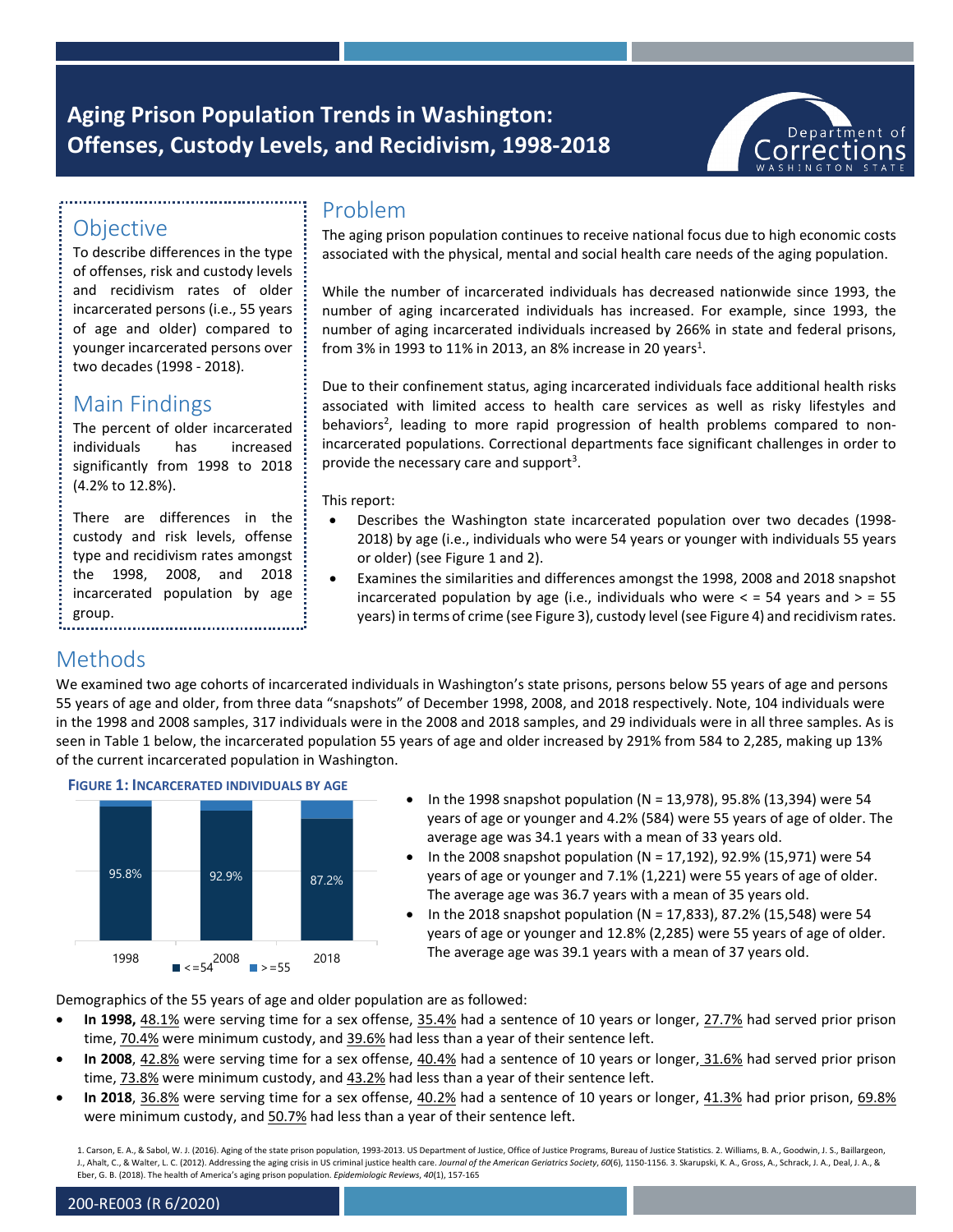# Aging Prison Population Trends in Washington: Offenses, Custody Levels, and Recidivism, 1998-2018

Department of Corrections
WASHINGTON STATE

## Objective

To describe differences in the type of offenses, risk and custody levels and recidivism rates of older incarcerated persons (i.e., 55 years of age and older) compared to younger incarcerated persons over two decades (1998 - 2018).

## Main Findings

The percent of older incarcerated individuals has increased significantly from 1998 to 2018 (4.2% to 12.8%).

There are differences in the custody and risk levels, offense type and recidivism rates amongst the 1998, 2008, and 2018 incarcerated population by age group.

## Problem

The aging prison population continues to receive national focus due to high economic costs associated with the physical, mental and social health care needs of the aging population.

While the number of incarcerated individuals has decreased nationwide since 1993, the number of aging incarcerated individuals has increased. For example, since 1993, the number of aging incarcerated individuals increased by 266% in state and federal prisons, from 3% in 1993 to 11% in 2013, an 8% increase in 20 years[1].

Due to their confinement status, aging incarcerated individuals face additional health risks associated with limited access to health care services as well as risky lifestyles and behaviors[2], leading to more rapid progression of health problems compared to non-incarcerated populations. Correctional departments face significant challenges in order to provide the necessary care and support[3].

This report:

- Describes the Washington state incarcerated population over two decades (1998-2018) by age (i.e., individuals who were 54 years or younger with individuals 55 years or older) (see Figure 1 and 2).
- Examines the similarities and differences amongst the 1998, 2008 and 2018 snapshot incarcerated population by age (i.e., individuals who were < = 54 years and > = 55 years) in terms of crime (see Figure 3), custody level (see Figure 4) and recidivism rates.

## Methods

We examined two age cohorts of incarcerated individuals in Washington's state prisons, persons below 55 years of age and persons 55 years of age and older, from three data "snapshots" of December 1998, 2008, and 2018 respectively. Note, 104 individuals were in the 1998 and 2008 samples, 317 individuals were in the 2008 and 2018 samples, and 29 individuals were in all three samples. As is seen in Table 1 below, the incarcerated population 55 years of age and older increased by 291% from 584 to 2,285, making up 13% of the current incarcerated population in Washington.

**FIGURE 1: INCARCERATED INDIVIDUALS BY AGE**

| | 1998 | 2008 | 2018 |
|---|---|---|---|
| <=54 | 95.8% | 92.9% | 87.2% |
| >=55 | | | |

- In the 1998 snapshot population (N = 13,978), 95.8% (13,394) were 54 years of age or younger and 4.2% (584) were 55 years of age of older. The average age was 34.1 years with a mean of 33 years old.
- In the 2008 snapshot population (N = 17,192), 92.9% (15,971) were 54 years of age or younger and 7.1% (1,221) were 55 years of age of older. The average age was 36.7 years with a mean of 35 years old.
- In the 2018 snapshot population (N = 17,833), 87.2% (15,548) were 54 years of age or younger and 12.8% (2,285) were 55 years of age of older. The average age was 39.1 years with a mean of 37 years old.

Demographics of the 55 years of age and older population are as followed:

- **In 1998,** 48.1% were serving time for a sex offense, 35.4% had a sentence of 10 years or longer, 27.7% had served prior prison time, 70.4% were minimum custody, and 39.6% had less than a year of their sentence left.
- **In 2008**, 42.8% were serving time for a sex offense, 40.4% had a sentence of 10 years or longer, 31.6% had served prior prison time, 73.8% were minimum custody, and 43.2% had less than a year of their sentence left.
- **In 2018**, 36.8% were serving time for a sex offense, 40.2% had a sentence of 10 years or longer, 41.3% had prior prison, 69.8% were minimum custody, and 50.7% had less than a year of their sentence left.

1. Carson, E. A., & Sabol, W. J. (2016). Aging of the state prison population, 1993-2013. US Department of Justice, Office of Justice Programs, Bureau of Justice Statistics. 2. Williams, B. A., Goodwin, J. S., Baillargeon, J., Ahalt, C., & Walter, L. C. (2012). Addressing the aging crisis in US criminal justice health care. *Journal of the American Geriatrics Society*, *60*(6), 1150-1156. 3. Skarupski, K. A., Gross, A., Schrack, J. A., Deal, J. A., & Eber, G. B. (2018). The health of America's aging prison population. *Epidemiologic Reviews*, *40*(1), 157-165

200-RE003 (R 6/2020)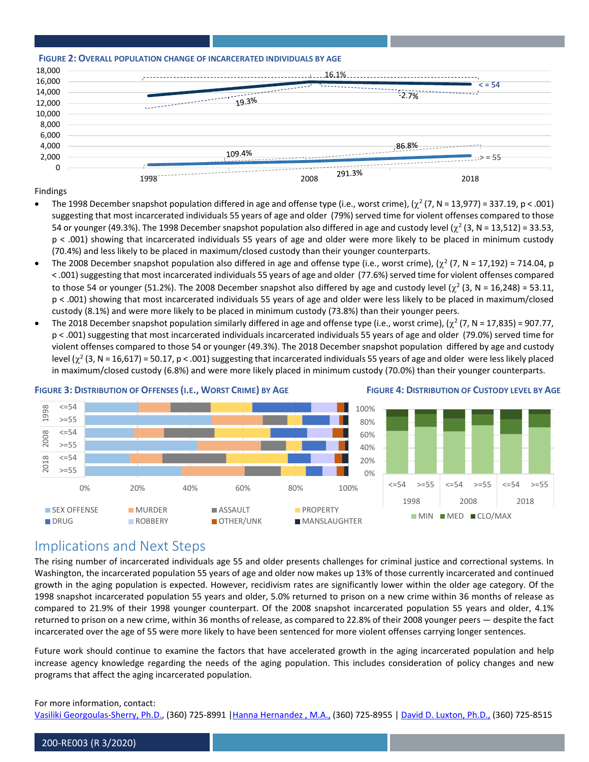**FIGURE 2: OVERALL POPULATION CHANGE OF INCARCERATED INDIVIDUALS BY AGE**

18,000
16,000
14,000
12,000
10,000
8,000
6,000
4,000
2,000
0

1998
2008
2018

16.1%
19.3%
-2.7%
< = 54
109.4%
86.8%
291.3%
> = 55

Findings

- The 1998 December snapshot population differed in age and offense type (i.e., worst crime), ($\chi^2$ (7, N = 13,977) = 337.19, p < .001) suggesting that most incarcerated individuals 55 years of age and older (79%) served time for violent offenses compared to those 54 or younger (49.3%). The 1998 December snapshot population also differed in age and custody level ($\chi^2$ (3, N = 13,512) = 33.53, p < .001) showing that incarcerated individuals 55 years of age and older were more likely to be placed in minimum custody (70.4%) and less likely to be placed in maximum/closed custody than their younger counterparts.
- The 2008 December snapshot population also differed in age and offense type (i.e., worst crime), ($\chi^2$ (7, N = 17,192) = 714.04, p < .001) suggesting that most incarcerated individuals 55 years of age and older (77.6%) served time for violent offenses compared to those 54 or younger (51.2%). The 2008 December snapshot also differed by age and custody level ($\chi^2$ (3, N = 16,248) = 53.11, p < .001) showing that most incarcerated individuals 55 years of age and older were less likely to be placed in maximum/closed custody (8.1%) and were more likely to be placed in minimum custody (73.8%) than their younger peers.
- The 2018 December snapshot population similarly differed in age and offense type (i.e., worst crime), ($\chi^2$ (7, N = 17,835) = 907.77, p < .001) suggesting that most incarcerated individuals incarcerated individuals 55 years of age and older (79.0%) served time for violent offenses compared to those 54 or younger (49.3%). The 2018 December snapshot population differed by age and custody level ($\chi^2$ (3, N = 16,617) = 50.17, p < .001) suggesting that incarcerated individuals 55 years of age and older were less likely placed in maximum/closed custody (6.8%) and were more likely placed in minimum custody (70.0%) than their younger counterparts.

**FIGURE 3: DISTRIBUTION OF OFFENSES (I.E., WORST CRIME) BY AGE**

1998 <=54
1998 >=55
2008 <=54
2008 >=55
2018 <=54
2018 >=55

0% 20% 40% 60% 80% 100%

SEX OFFENSE, MURDER, ASSAULT, PROPERTY, DRUG, ROBBERY, OTHER/UNK, MANSLAUGHTER

**FIGURE 4: DISTRIBUTION OF CUSTODY LEVEL BY AGE**

100%
80%
60%
40%
20%
0%

<=54 >=55 <=54 >=55 <=54 >=55
1998 2008 2018

MIN, MED, CLO/MAX

## Implications and Next Steps

The rising number of incarcerated individuals age 55 and older presents challenges for criminal justice and correctional systems. In Washington, the incarcerated population 55 years of age and older now makes up 13% of those currently incarcerated and continued growth in the aging population is expected. However, recidivism rates are significantly lower within the older age category. Of the 1998 snapshot incarcerated population 55 years and older, 5.0% returned to prison on a new crime within 36 months of release as compared to 21.9% of their 1998 younger counterpart. Of the 2008 snapshot incarcerated population 55 years and older, 4.1% returned to prison on a new crime, within 36 months of release, as compared to 22.8% of their 2008 younger peers — despite the fact incarcerated over the age of 55 were more likely to have been sentenced for more violent offenses carrying longer sentences.

Future work should continue to examine the factors that have accelerated growth in the aging incarcerated population and help increase agency knowledge regarding the needs of the aging population. This includes consideration of policy changes and new programs that affect the aging incarcerated population.

For more information, contact:
Vasiliki Georgoulas-Sherry, Ph.D., (360) 725-8991 | Hanna Hernandez , M.A., (360) 725-8955 | David D. Luxton, Ph.D., (360) 725-8515

200-RE003 (R 3/2020)